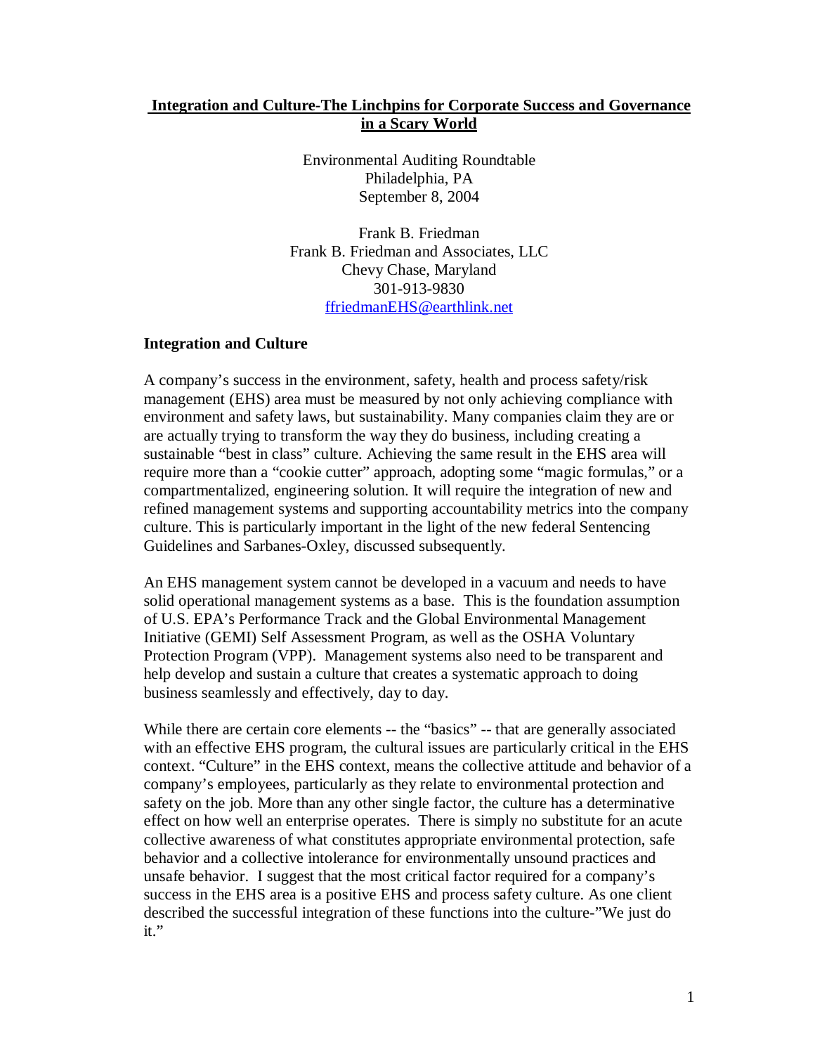# Integration and Culture-The Linchpins for Corporate Success and Governance in a Scary World

Environmental Auditing Roundtable
Philadelphia, PA
September 8, 2004

Frank B. Friedman
Frank B. Friedman and Associates, LLC
Chevy Chase, Maryland
301-913-9830
ffriedmanEHS@earthlink.net

## Integration and Culture

A company's success in the environment, safety, health and process safety/risk management (EHS) area must be measured by not only achieving compliance with environment and safety laws, but sustainability. Many companies claim they are or are actually trying to transform the way they do business, including creating a sustainable "best in class" culture. Achieving the same result in the EHS area will require more than a "cookie cutter" approach, adopting some "magic formulas," or a compartmentalized, engineering solution. It will require the integration of new and refined management systems and supporting accountability metrics into the company culture. This is particularly important in the light of the new federal Sentencing Guidelines and Sarbanes-Oxley, discussed subsequently.

An EHS management system cannot be developed in a vacuum and needs to have solid operational management systems as a base. This is the foundation assumption of U.S. EPA's Performance Track and the Global Environmental Management Initiative (GEMI) Self Assessment Program, as well as the OSHA Voluntary Protection Program (VPP). Management systems also need to be transparent and help develop and sustain a culture that creates a systematic approach to doing business seamlessly and effectively, day to day.

While there are certain core elements -- the "basics" -- that are generally associated with an effective EHS program, the cultural issues are particularly critical in the EHS context. "Culture" in the EHS context, means the collective attitude and behavior of a company's employees, particularly as they relate to environmental protection and safety on the job. More than any other single factor, the culture has a determinative effect on how well an enterprise operates. There is simply no substitute for an acute collective awareness of what constitutes appropriate environmental protection, safe behavior and a collective intolerance for environmentally unsound practices and unsafe behavior. I suggest that the most critical factor required for a company's success in the EHS area is a positive EHS and process safety culture. As one client described the successful integration of these functions into the culture-"We just do it."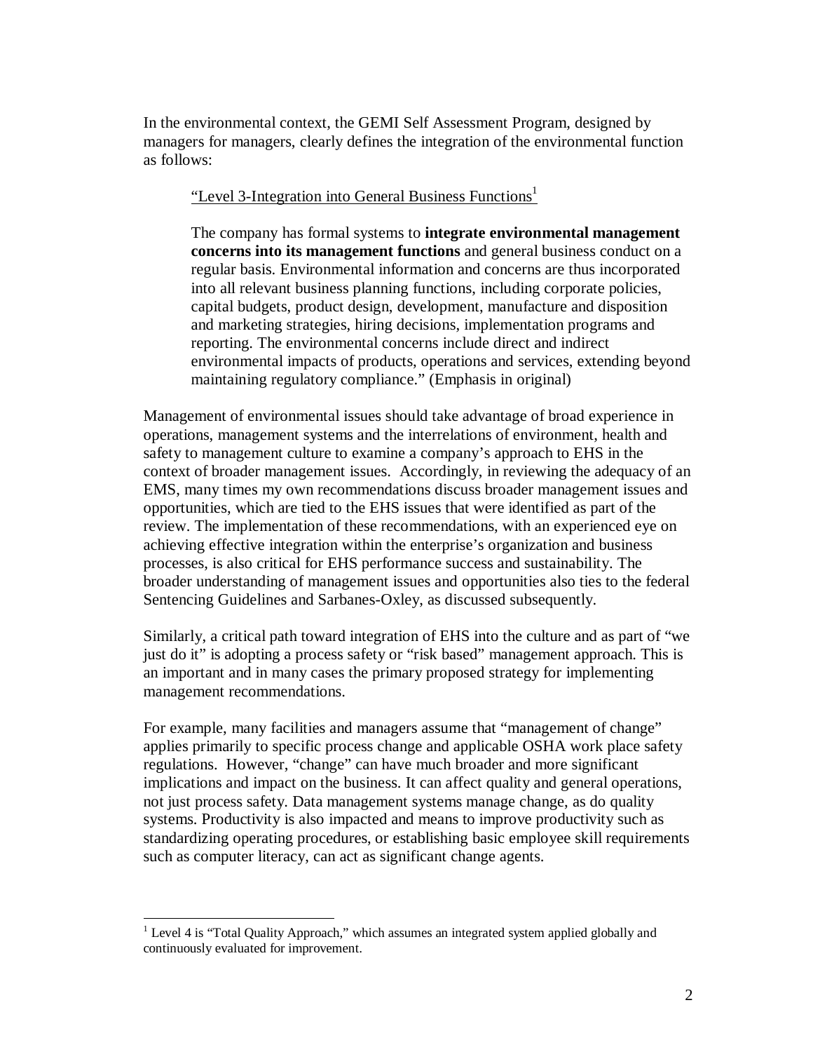In the environmental context, the GEMI Self Assessment Program, designed by managers for managers, clearly defines the integration of the environmental function as follows:

> "Level 3-Integration into General Business Functions[1]
>
> The company has formal systems to **integrate environmental management concerns into its management functions** and general business conduct on a regular basis. Environmental information and concerns are thus incorporated into all relevant business planning functions, including corporate policies, capital budgets, product design, development, manufacture and disposition and marketing strategies, hiring decisions, implementation programs and reporting. The environmental concerns include direct and indirect environmental impacts of products, operations and services, extending beyond maintaining regulatory compliance." (Emphasis in original)

Management of environmental issues should take advantage of broad experience in operations, management systems and the interrelations of environment, health and safety to management culture to examine a company's approach to EHS in the context of broader management issues. Accordingly, in reviewing the adequacy of an EMS, many times my own recommendations discuss broader management issues and opportunities, which are tied to the EHS issues that were identified as part of the review. The implementation of these recommendations, with an experienced eye on achieving effective integration within the enterprise's organization and business processes, is also critical for EHS performance success and sustainability. The broader understanding of management issues and opportunities also ties to the federal Sentencing Guidelines and Sarbanes-Oxley, as discussed subsequently.

Similarly, a critical path toward integration of EHS into the culture and as part of "we just do it" is adopting a process safety or "risk based" management approach. This is an important and in many cases the primary proposed strategy for implementing management recommendations.

For example, many facilities and managers assume that "management of change" applies primarily to specific process change and applicable OSHA work place safety regulations. However, "change" can have much broader and more significant implications and impact on the business. It can affect quality and general operations, not just process safety. Data management systems manage change, as do quality systems. Productivity is also impacted and means to improve productivity such as standardizing operating procedures, or establishing basic employee skill requirements such as computer literacy, can act as significant change agents.

---

[1] Level 4 is "Total Quality Approach," which assumes an integrated system applied globally and continuously evaluated for improvement.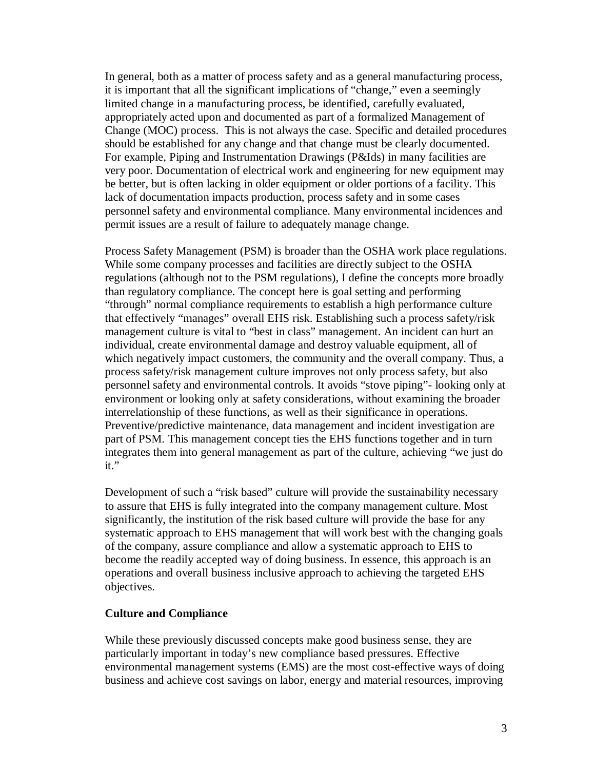In general, both as a matter of process safety and as a general manufacturing process, it is important that all the significant implications of "change," even a seemingly limited change in a manufacturing process, be identified, carefully evaluated, appropriately acted upon and documented as part of a formalized Management of Change (MOC) process.  This is not always the case. Specific and detailed procedures should be established for any change and that change must be clearly documented. For example, Piping and Instrumentation Drawings (P&Ids) in many facilities are very poor. Documentation of electrical work and engineering for new equipment may be better, but is often lacking in older equipment or older portions of a facility. This lack of documentation impacts production, process safety and in some cases personnel safety and environmental compliance. Many environmental incidences and permit issues are a result of failure to adequately manage change.

Process Safety Management (PSM) is broader than the OSHA work place regulations. While some company processes and facilities are directly subject to the OSHA regulations (although not to the PSM regulations), I define the concepts more broadly than regulatory compliance. The concept here is goal setting and performing "through" normal compliance requirements to establish a high performance culture that effectively "manages" overall EHS risk. Establishing such a process safety/risk management culture is vital to "best in class" management. An incident can hurt an individual, create environmental damage and destroy valuable equipment, all of which negatively impact customers, the community and the overall company. Thus, a process safety/risk management culture improves not only process safety, but also personnel safety and environmental controls. It avoids "stove piping"- looking only at environment or looking only at safety considerations, without examining the broader interrelationship of these functions, as well as their significance in operations. Preventive/predictive maintenance, data management and incident investigation are part of PSM. This management concept ties the EHS functions together and in turn integrates them into general management as part of the culture, achieving "we just do it."

Development of such a "risk based" culture will provide the sustainability necessary to assure that EHS is fully integrated into the company management culture. Most significantly, the institution of the risk based culture will provide the base for any systematic approach to EHS management that will work best with the changing goals of the company, assure compliance and allow a systematic approach to EHS to become the readily accepted way of doing business. In essence, this approach is an operations and overall business inclusive approach to achieving the targeted EHS objectives.

**Culture and Compliance**

While these previously discussed concepts make good business sense, they are particularly important in today's new compliance based pressures. Effective environmental management systems (EMS) are the most cost-effective ways of doing business and achieve cost savings on labor, energy and material resources, improving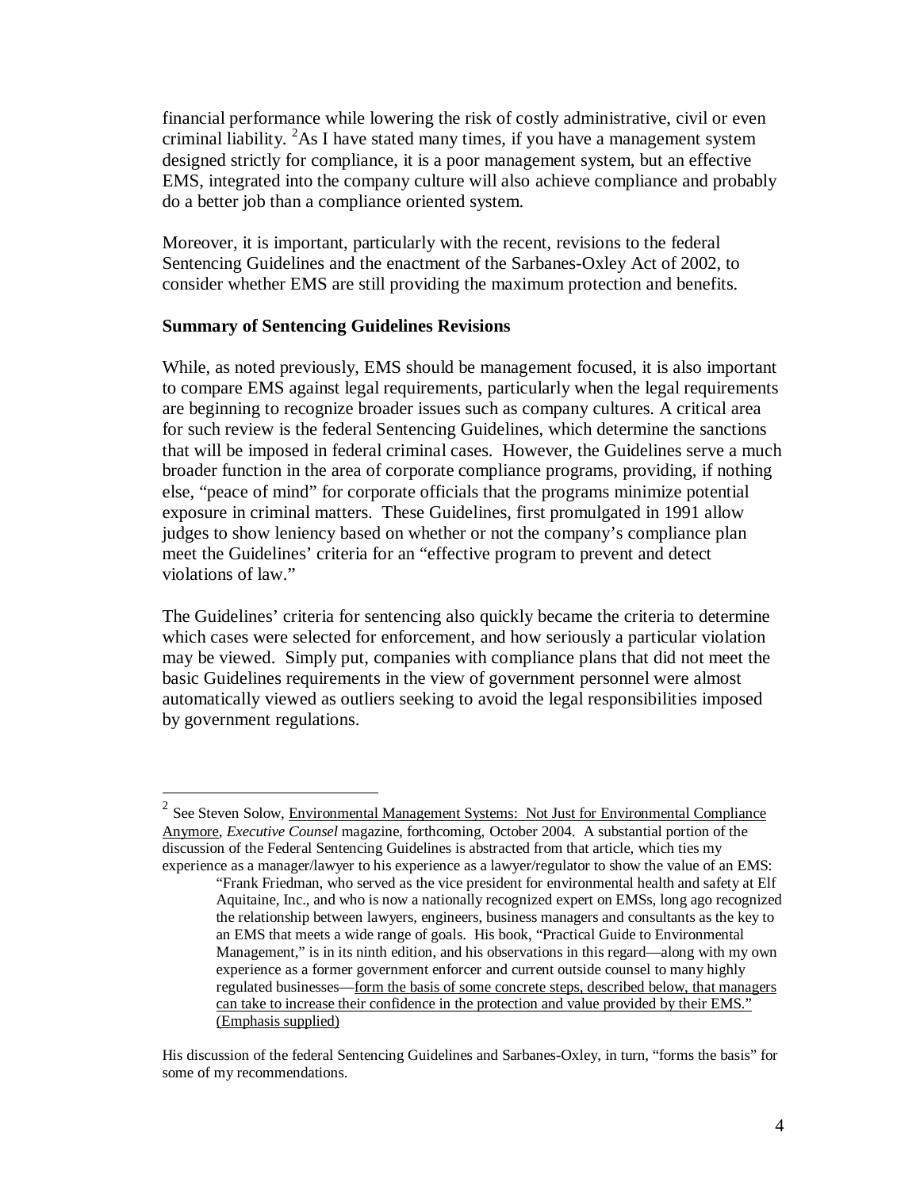financial performance while lowering the risk of costly administrative, civil or even criminal liability. [2]As I have stated many times, if you have a management system designed strictly for compliance, it is a poor management system, but an effective EMS, integrated into the company culture will also achieve compliance and probably do a better job than a compliance oriented system.

Moreover, it is important, particularly with the recent, revisions to the federal Sentencing Guidelines and the enactment of the Sarbanes-Oxley Act of 2002, to consider whether EMS are still providing the maximum protection and benefits.

**Summary of Sentencing Guidelines Revisions**

While, as noted previously, EMS should be management focused, it is also important to compare EMS against legal requirements, particularly when the legal requirements are beginning to recognize broader issues such as company cultures. A critical area for such review is the federal Sentencing Guidelines, which determine the sanctions that will be imposed in federal criminal cases. However, the Guidelines serve a much broader function in the area of corporate compliance programs, providing, if nothing else, "peace of mind" for corporate officials that the programs minimize potential exposure in criminal matters. These Guidelines, first promulgated in 1991 allow judges to show leniency based on whether or not the company's compliance plan meet the Guidelines' criteria for an "effective program to prevent and detect violations of law."

The Guidelines' criteria for sentencing also quickly became the criteria to determine which cases were selected for enforcement, and how seriously a particular violation may be viewed. Simply put, companies with compliance plans that did not meet the basic Guidelines requirements in the view of government personnel were almost automatically viewed as outliers seeking to avoid the legal responsibilities imposed by government regulations.

---

[2] See Steven Solow, Environmental Management Systems: Not Just for Environmental Compliance Anymore, *Executive Counsel* magazine, forthcoming, October 2004. A substantial portion of the discussion of the Federal Sentencing Guidelines is abstracted from that article, which ties my experience as a manager/lawyer to his experience as a lawyer/regulator to show the value of an EMS:

> "Frank Friedman, who served as the vice president for environmental health and safety at Elf Aquitaine, Inc., and who is now a nationally recognized expert on EMSs, long ago recognized the relationship between lawyers, engineers, business managers and consultants as the key to an EMS that meets a wide range of goals. His book, "Practical Guide to Environmental Management," is in its ninth edition, and his observations in this regard—along with my own experience as a former government enforcer and current outside counsel to many highly regulated businesses—form the basis of some concrete steps, described below, that managers can take to increase their confidence in the protection and value provided by their EMS." (Emphasis supplied)

His discussion of the federal Sentencing Guidelines and Sarbanes-Oxley, in turn, "forms the basis" for some of my recommendations.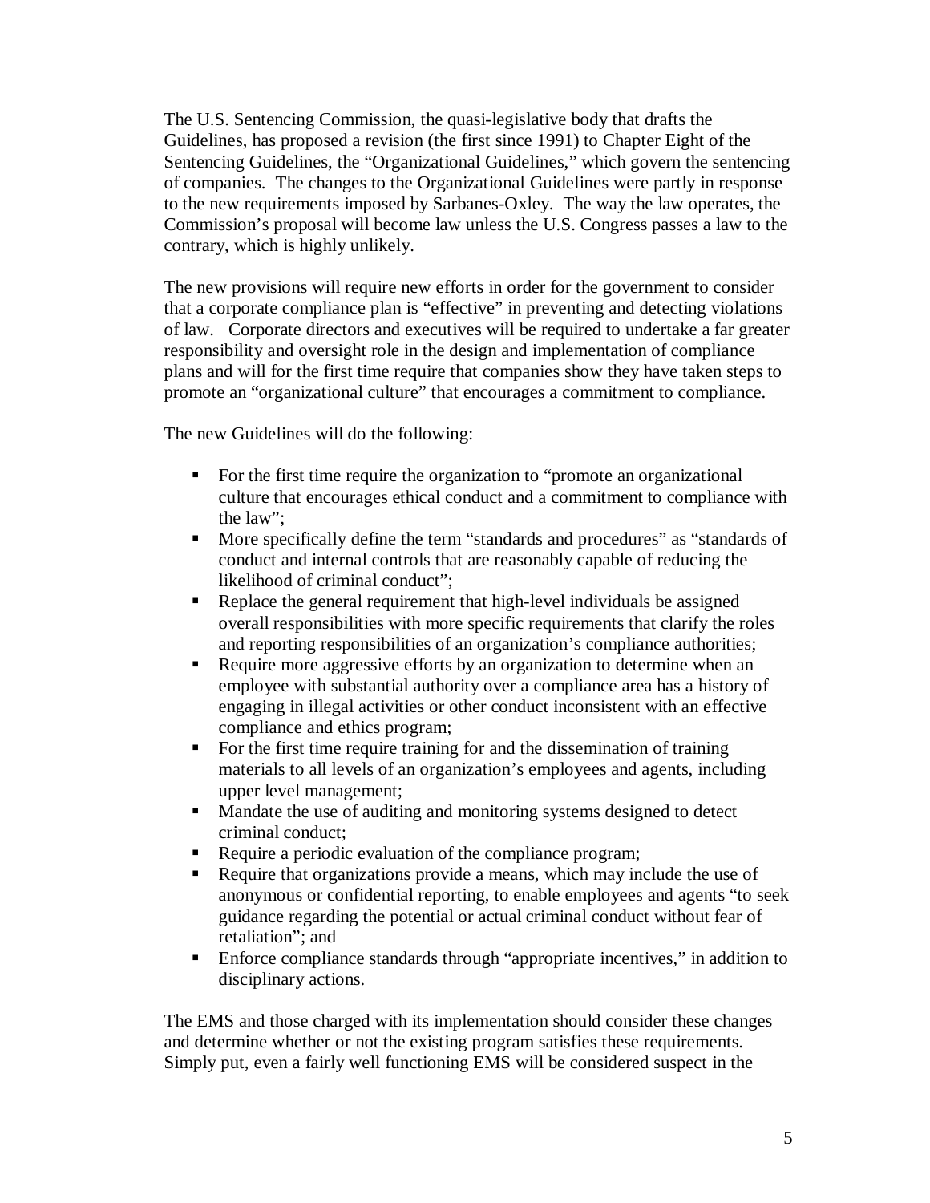The U.S. Sentencing Commission, the quasi-legislative body that drafts the Guidelines, has proposed a revision (the first since 1991) to Chapter Eight of the Sentencing Guidelines, the "Organizational Guidelines," which govern the sentencing of companies. The changes to the Organizational Guidelines were partly in response to the new requirements imposed by Sarbanes-Oxley. The way the law operates, the Commission's proposal will become law unless the U.S. Congress passes a law to the contrary, which is highly unlikely.

The new provisions will require new efforts in order for the government to consider that a corporate compliance plan is "effective" in preventing and detecting violations of law. Corporate directors and executives will be required to undertake a far greater responsibility and oversight role in the design and implementation of compliance plans and will for the first time require that companies show they have taken steps to promote an "organizational culture" that encourages a commitment to compliance.

The new Guidelines will do the following:

- For the first time require the organization to "promote an organizational culture that encourages ethical conduct and a commitment to compliance with the law";
- More specifically define the term "standards and procedures" as "standards of conduct and internal controls that are reasonably capable of reducing the likelihood of criminal conduct";
- Replace the general requirement that high-level individuals be assigned overall responsibilities with more specific requirements that clarify the roles and reporting responsibilities of an organization's compliance authorities;
- Require more aggressive efforts by an organization to determine when an employee with substantial authority over a compliance area has a history of engaging in illegal activities or other conduct inconsistent with an effective compliance and ethics program;
- For the first time require training for and the dissemination of training materials to all levels of an organization's employees and agents, including upper level management;
- Mandate the use of auditing and monitoring systems designed to detect criminal conduct;
- Require a periodic evaluation of the compliance program;
- Require that organizations provide a means, which may include the use of anonymous or confidential reporting, to enable employees and agents "to seek guidance regarding the potential or actual criminal conduct without fear of retaliation"; and
- Enforce compliance standards through "appropriate incentives," in addition to disciplinary actions.

The EMS and those charged with its implementation should consider these changes and determine whether or not the existing program satisfies these requirements. Simply put, even a fairly well functioning EMS will be considered suspect in the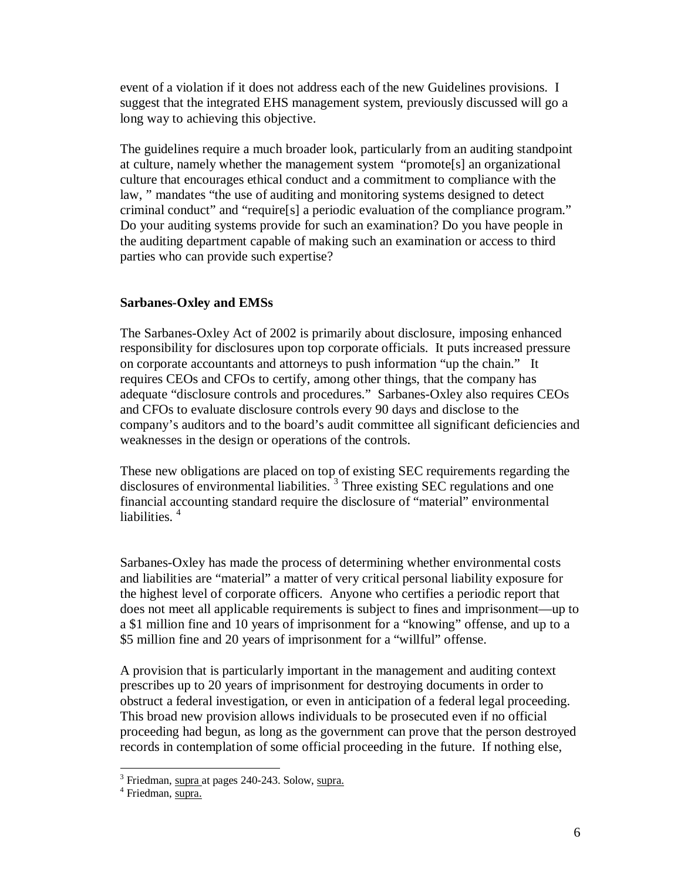event of a violation if it does not address each of the new Guidelines provisions. I suggest that the integrated EHS management system, previously discussed will go a long way to achieving this objective.

The guidelines require a much broader look, particularly from an auditing standpoint at culture, namely whether the management system "promote[s] an organizational culture that encourages ethical conduct and a commitment to compliance with the law, " mandates "the use of auditing and monitoring systems designed to detect criminal conduct" and "require[s] a periodic evaluation of the compliance program." Do your auditing systems provide for such an examination? Do you have people in the auditing department capable of making such an examination or access to third parties who can provide such expertise?

**Sarbanes-Oxley and EMSs**

The Sarbanes-Oxley Act of 2002 is primarily about disclosure, imposing enhanced responsibility for disclosures upon top corporate officials. It puts increased pressure on corporate accountants and attorneys to push information "up the chain." It requires CEOs and CFOs to certify, among other things, that the company has adequate "disclosure controls and procedures." Sarbanes-Oxley also requires CEOs and CFOs to evaluate disclosure controls every 90 days and disclose to the company's auditors and to the board's audit committee all significant deficiencies and weaknesses in the design or operations of the controls.

These new obligations are placed on top of existing SEC requirements regarding the disclosures of environmental liabilities. [3] Three existing SEC regulations and one financial accounting standard require the disclosure of "material" environmental liabilities. [4]

Sarbanes-Oxley has made the process of determining whether environmental costs and liabilities are "material" a matter of very critical personal liability exposure for the highest level of corporate officers. Anyone who certifies a periodic report that does not meet all applicable requirements is subject to fines and imprisonment—up to a \$1 million fine and 10 years of imprisonment for a "knowing" offense, and up to a \$5 million fine and 20 years of imprisonment for a "willful" offense.

A provision that is particularly important in the management and auditing context prescribes up to 20 years of imprisonment for destroying documents in order to obstruct a federal investigation, or even in anticipation of a federal legal proceeding. This broad new provision allows individuals to be prosecuted even if no official proceeding had begun, as long as the government can prove that the person destroyed records in contemplation of some official proceeding in the future. If nothing else,

[3] Friedman, supra at pages 240-243. Solow, supra.

[4] Friedman, supra.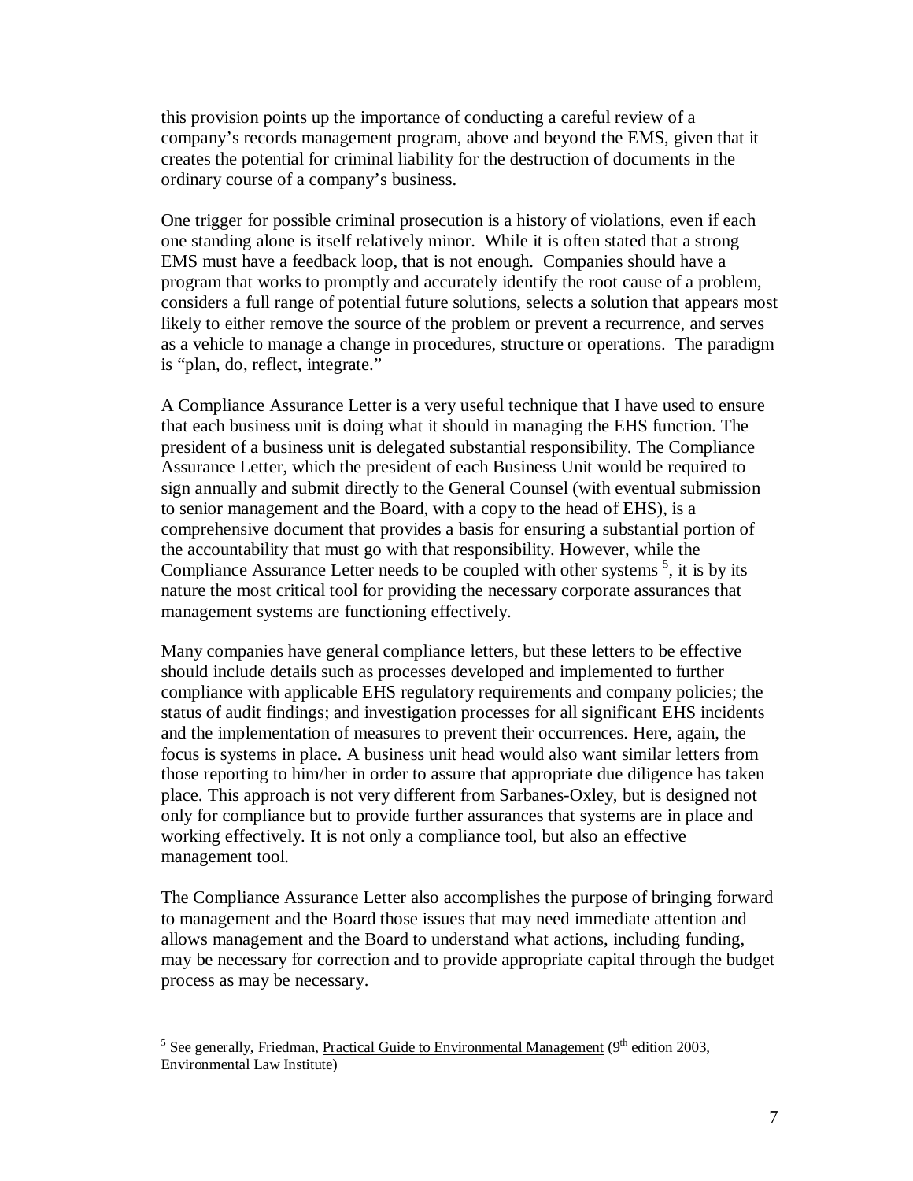this provision points up the importance of conducting a careful review of a company's records management program, above and beyond the EMS, given that it creates the potential for criminal liability for the destruction of documents in the ordinary course of a company's business.

One trigger for possible criminal prosecution is a history of violations, even if each one standing alone is itself relatively minor. While it is often stated that a strong EMS must have a feedback loop, that is not enough. Companies should have a program that works to promptly and accurately identify the root cause of a problem, considers a full range of potential future solutions, selects a solution that appears most likely to either remove the source of the problem or prevent a recurrence, and serves as a vehicle to manage a change in procedures, structure or operations. The paradigm is "plan, do, reflect, integrate."

A Compliance Assurance Letter is a very useful technique that I have used to ensure that each business unit is doing what it should in managing the EHS function. The president of a business unit is delegated substantial responsibility. The Compliance Assurance Letter, which the president of each Business Unit would be required to sign annually and submit directly to the General Counsel (with eventual submission to senior management and the Board, with a copy to the head of EHS), is a comprehensive document that provides a basis for ensuring a substantial portion of the accountability that must go with that responsibility. However, while the Compliance Assurance Letter needs to be coupled with other systems [5], it is by its nature the most critical tool for providing the necessary corporate assurances that management systems are functioning effectively.

Many companies have general compliance letters, but these letters to be effective should include details such as processes developed and implemented to further compliance with applicable EHS regulatory requirements and company policies; the status of audit findings; and investigation processes for all significant EHS incidents and the implementation of measures to prevent their occurrences. Here, again, the focus is systems in place. A business unit head would also want similar letters from those reporting to him/her in order to assure that appropriate due diligence has taken place. This approach is not very different from Sarbanes-Oxley, but is designed not only for compliance but to provide further assurances that systems are in place and working effectively. It is not only a compliance tool, but also an effective management tool.

The Compliance Assurance Letter also accomplishes the purpose of bringing forward to management and the Board those issues that may need immediate attention and allows management and the Board to understand what actions, including funding, may be necessary for correction and to provide appropriate capital through the budget process as may be necessary.

---

[5] See generally, Friedman, Practical Guide to Environmental Management (9th edition 2003, Environmental Law Institute)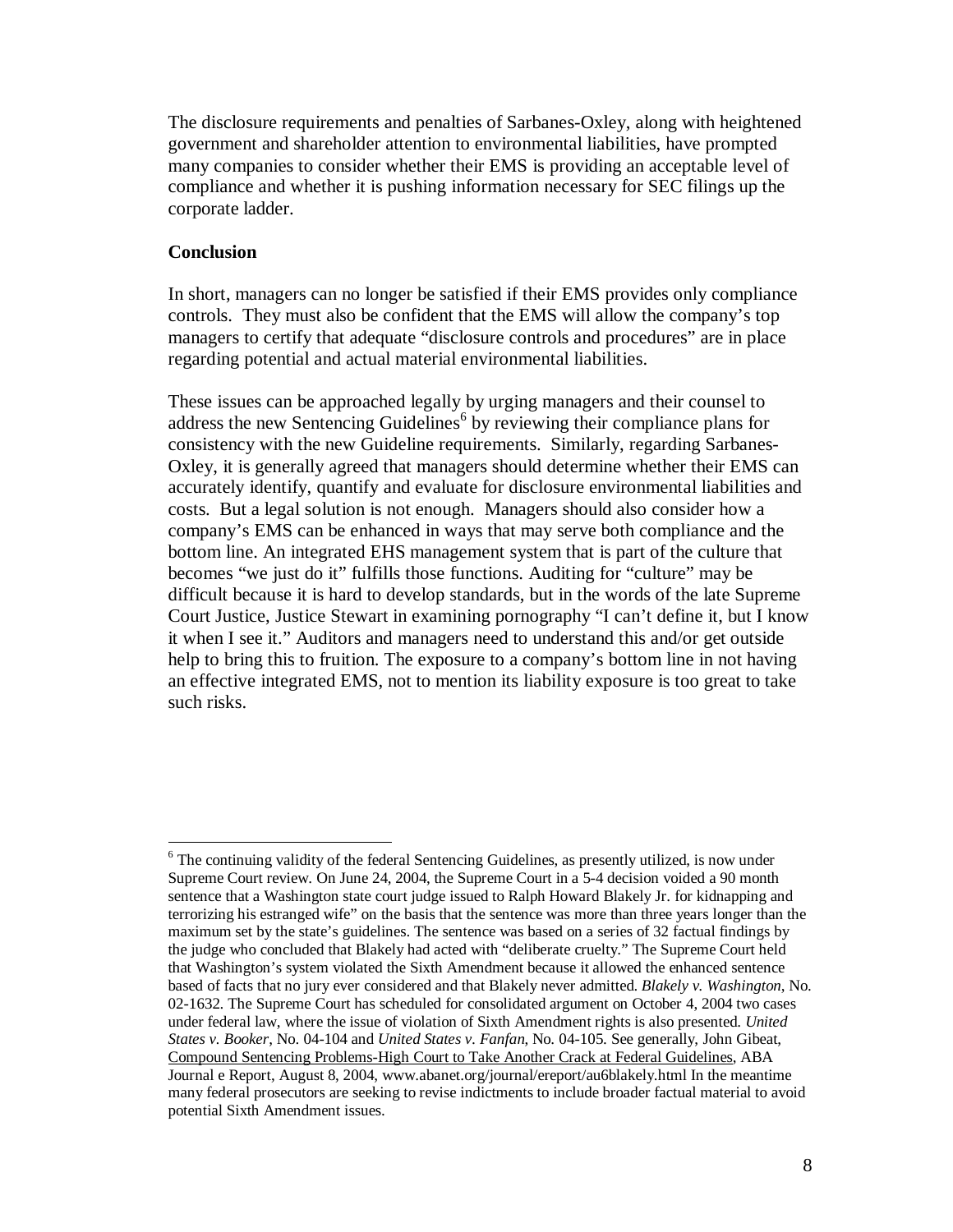The disclosure requirements and penalties of Sarbanes-Oxley, along with heightened government and shareholder attention to environmental liabilities, have prompted many companies to consider whether their EMS is providing an acceptable level of compliance and whether it is pushing information necessary for SEC filings up the corporate ladder.

**Conclusion**

In short, managers can no longer be satisfied if their EMS provides only compliance controls. They must also be confident that the EMS will allow the company's top managers to certify that adequate "disclosure controls and procedures" are in place regarding potential and actual material environmental liabilities.

These issues can be approached legally by urging managers and their counsel to address the new Sentencing Guidelines[6] by reviewing their compliance plans for consistency with the new Guideline requirements. Similarly, regarding Sarbanes-Oxley, it is generally agreed that managers should determine whether their EMS can accurately identify, quantify and evaluate for disclosure environmental liabilities and costs. But a legal solution is not enough. Managers should also consider how a company's EMS can be enhanced in ways that may serve both compliance and the bottom line. An integrated EHS management system that is part of the culture that becomes "we just do it" fulfills those functions. Auditing for "culture" may be difficult because it is hard to develop standards, but in the words of the late Supreme Court Justice, Justice Stewart in examining pornography "I can't define it, but I know it when I see it." Auditors and managers need to understand this and/or get outside help to bring this to fruition. The exposure to a company's bottom line in not having an effective integrated EMS, not to mention its liability exposure is too great to take such risks.

---

[6] The continuing validity of the federal Sentencing Guidelines, as presently utilized, is now under Supreme Court review. On June 24, 2004, the Supreme Court in a 5-4 decision voided a 90 month sentence that a Washington state court judge issued to Ralph Howard Blakely Jr. for kidnapping and terrorizing his estranged wife" on the basis that the sentence was more than three years longer than the maximum set by the state's guidelines. The sentence was based on a series of 32 factual findings by the judge who concluded that Blakely had acted with "deliberate cruelty." The Supreme Court held that Washington's system violated the Sixth Amendment because it allowed the enhanced sentence based of facts that no jury ever considered and that Blakely never admitted. *Blakely v. Washington*, No. 02-1632. The Supreme Court has scheduled for consolidated argument on October 4, 2004 two cases under federal law, where the issue of violation of Sixth Amendment rights is also presented. *United States v. Booker*, No. 04-104 and *United States v. Fanfan*, No. 04-105. See generally, John Gibeat, Compound Sentencing Problems-High Court to Take Another Crack at Federal Guidelines, ABA Journal e Report, August 8, 2004, www.abanet.org/journal/ereport/au6blakely.html In the meantime many federal prosecutors are seeking to revise indictments to include broader factual material to avoid potential Sixth Amendment issues.